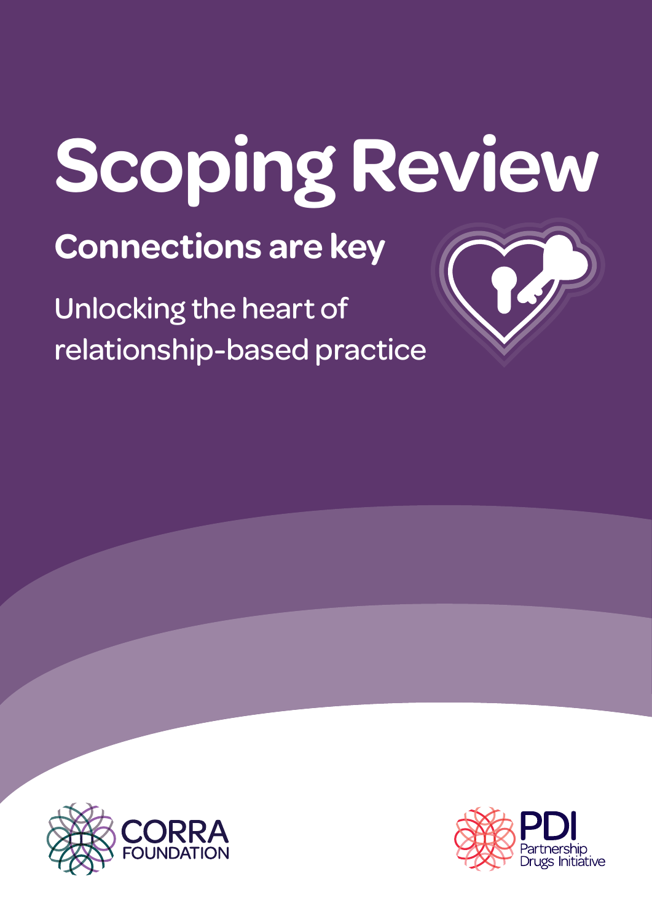# Scoping Review

## Connections are key

Unlocking the heart of relationship-based practice

CORRA FOUNDATION

PDI Partnership Drugs Initiative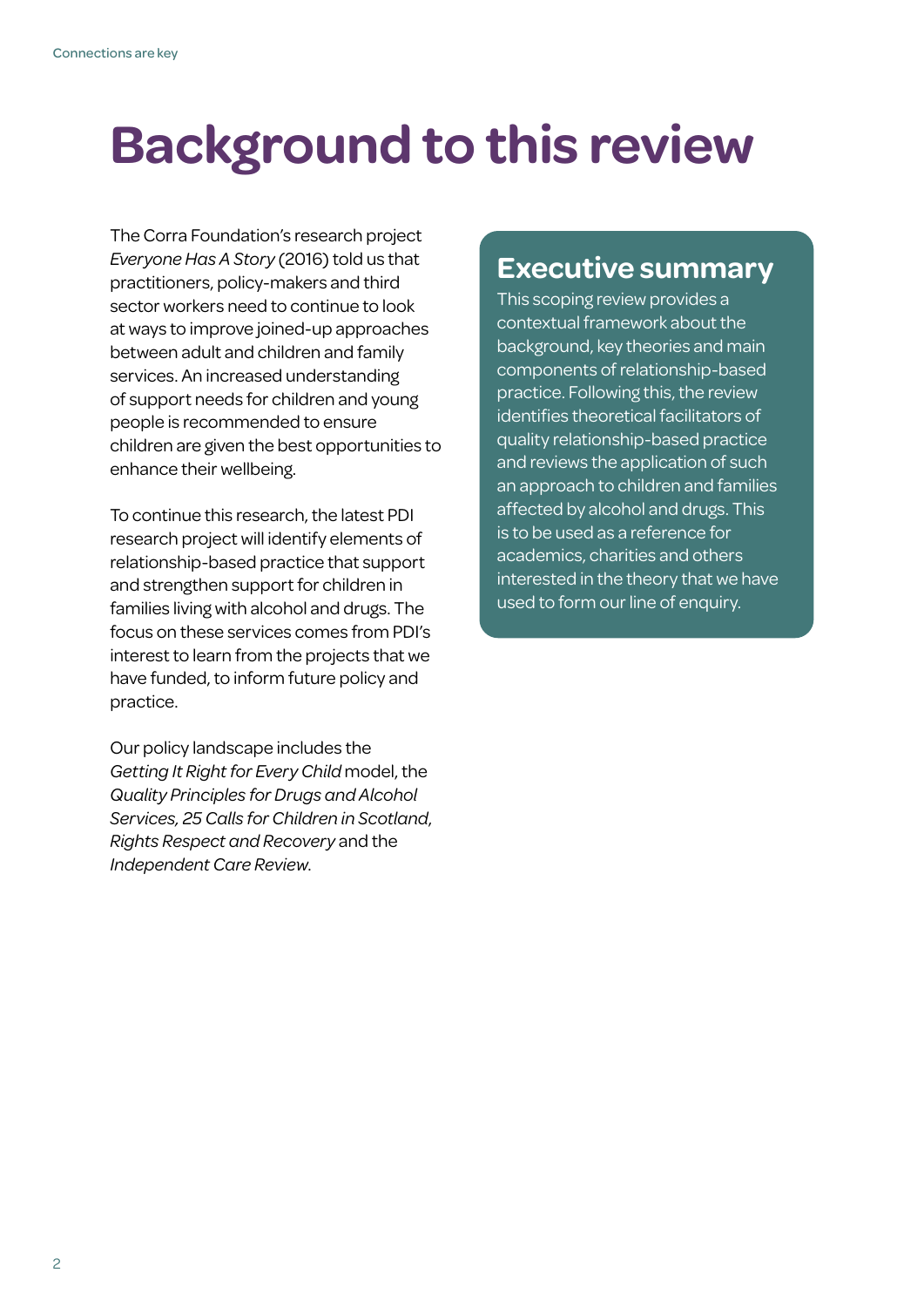# Background to this review

The Corra Foundation's research project *Everyone Has A Story* (2016) told us that practitioners, policy-makers and third sector workers need to continue to look at ways to improve joined-up approaches between adult and children and family services. An increased understanding of support needs for children and young people is recommended to ensure children are given the best opportunities to enhance their wellbeing.

To continue this research, the latest PDI research project will identify elements of relationship-based practice that support and strengthen support for children in families living with alcohol and drugs. The focus on these services comes from PDI's interest to learn from the projects that we have funded, to inform future policy and practice.

Our policy landscape includes the *Getting It Right for Every Child* model, the *Quality Principles for Drugs and Alcohol Services, 25 Calls for Children in Scotland, Rights Respect and Recovery* and the *Independent Care Review*.

## Executive summary

This scoping review provides a contextual framework about the background, key theories and main components of relationship-based practice. Following this, the review identifies theoretical facilitators of quality relationship-based practice and reviews the application of such an approach to children and families affected by alcohol and drugs. This is to be used as a reference for academics, charities and others interested in the theory that we have used to form our line of enquiry.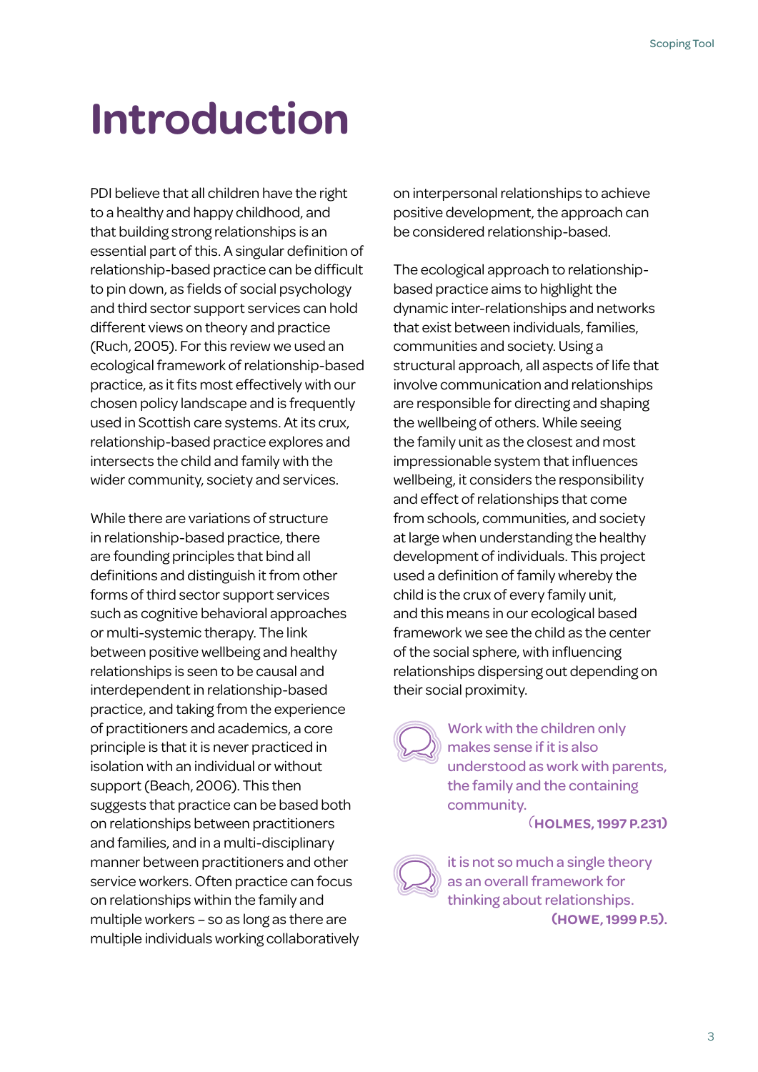# Introduction

PDI believe that all children have the right to a healthy and happy childhood, and that building strong relationships is an essential part of this. A singular definition of relationship-based practice can be difficult to pin down, as fields of social psychology and third sector support services can hold different views on theory and practice (Ruch, 2005). For this review we used an ecological framework of relationship-based practice, as it fits most effectively with our chosen policy landscape and is frequently used in Scottish care systems. At its crux, relationship-based practice explores and intersects the child and family with the wider community, society and services.

While there are variations of structure in relationship-based practice, there are founding principles that bind all definitions and distinguish it from other forms of third sector support services such as cognitive behavioral approaches or multi-systemic therapy. The link between positive wellbeing and healthy relationships is seen to be causal and interdependent in relationship-based practice, and taking from the experience of practitioners and academics, a core principle is that it is never practiced in isolation with an individual or without support (Beach, 2006). This then suggests that practice can be based both on relationships between practitioners and families, and in a multi-disciplinary manner between practitioners and other service workers. Often practice can focus on relationships within the family and multiple workers – so as long as there are multiple individuals working collaboratively on interpersonal relationships to achieve positive development, the approach can be considered relationship-based.

The ecological approach to relationship-based practice aims to highlight the dynamic inter-relationships and networks that exist between individuals, families, communities and society. Using a structural approach, all aspects of life that involve communication and relationships are responsible for directing and shaping the wellbeing of others. While seeing the family unit as the closest and most impressionable system that influences wellbeing, it considers the responsibility and effect of relationships that come from schools, communities, and society at large when understanding the healthy development of individuals. This project used a definition of family whereby the child is the crux of every family unit, and this means in our ecological based framework we see the child as the center of the social sphere, with influencing relationships dispersing out depending on their social proximity.

> Work with the children only makes sense if it is also understood as work with parents, the family and the containing community.
>
> **(HOLMES, 1997 P.231)**

> it is not so much a single theory as an overall framework for thinking about relationships.
>
> **(HOWE, 1999 P.5).**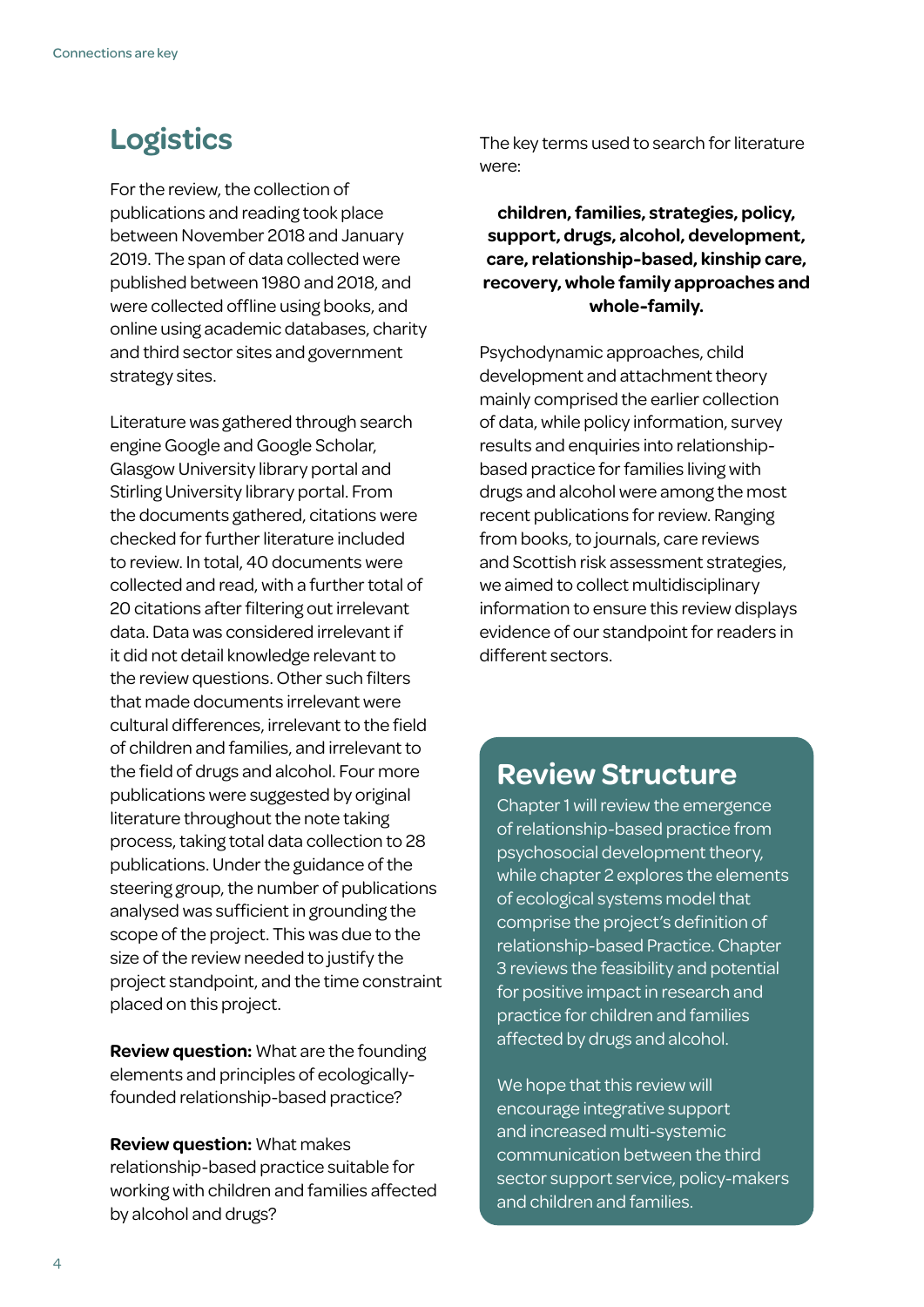## Logistics

For the review, the collection of publications and reading took place between November 2018 and January 2019. The span of data collected were published between 1980 and 2018, and were collected offline using books, and online using academic databases, charity and third sector sites and government strategy sites.

Literature was gathered through search engine Google and Google Scholar, Glasgow University library portal and Stirling University library portal. From the documents gathered, citations were checked for further literature included to review. In total, 40 documents were collected and read, with a further total of 20 citations after filtering out irrelevant data. Data was considered irrelevant if it did not detail knowledge relevant to the review questions. Other such filters that made documents irrelevant were cultural differences, irrelevant to the field of children and families, and irrelevant to the field of drugs and alcohol. Four more publications were suggested by original literature throughout the note taking process, taking total data collection to 28 publications. Under the guidance of the steering group, the number of publications analysed was sufficient in grounding the scope of the project. This was due to the size of the review needed to justify the project standpoint, and the time constraint placed on this project.

**Review question:** What are the founding elements and principles of ecologically-founded relationship-based practice?

**Review question:** What makes relationship-based practice suitable for working with children and families affected by alcohol and drugs?

The key terms used to search for literature were:

**children, families, strategies, policy, support, drugs, alcohol, development, care, relationship-based, kinship care, recovery, whole family approaches and whole-family.**

Psychodynamic approaches, child development and attachment theory mainly comprised the earlier collection of data, while policy information, survey results and enquiries into relationship-based practice for families living with drugs and alcohol were among the most recent publications for review. Ranging from books, to journals, care reviews and Scottish risk assessment strategies, we aimed to collect multidisciplinary information to ensure this review displays evidence of our standpoint for readers in different sectors.

## Review Structure

Chapter 1 will review the emergence of relationship-based practice from psychosocial development theory, while chapter 2 explores the elements of ecological systems model that comprise the project's definition of relationship-based Practice. Chapter 3 reviews the feasibility and potential for positive impact in research and practice for children and families affected by drugs and alcohol.

We hope that this review will encourage integrative support and increased multi-systemic communication between the third sector support service, policy-makers and children and families.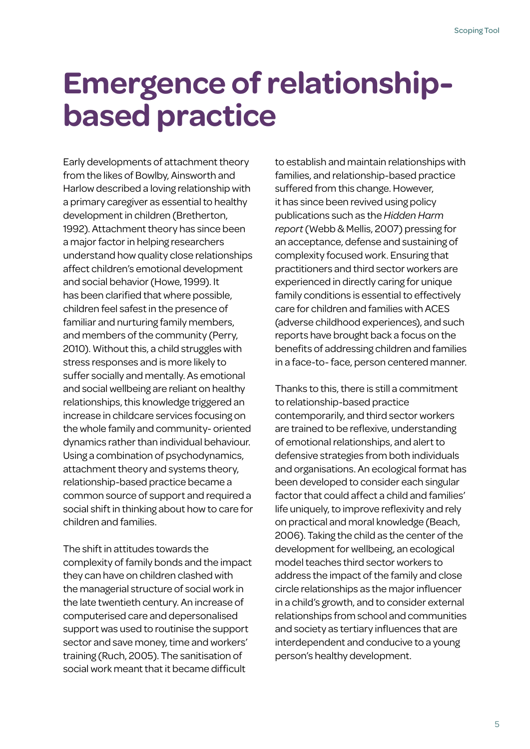# Emergence of relationship-based practice

Early developments of attachment theory from the likes of Bowlby, Ainsworth and Harlow described a loving relationship with a primary caregiver as essential to healthy development in children (Bretherton, 1992). Attachment theory has since been a major factor in helping researchers understand how quality close relationships affect children's emotional development and social behavior (Howe, 1999). It has been clarified that where possible, children feel safest in the presence of familiar and nurturing family members, and members of the community (Perry, 2010). Without this, a child struggles with stress responses and is more likely to suffer socially and mentally. As emotional and social wellbeing are reliant on healthy relationships, this knowledge triggered an increase in childcare services focusing on the whole family and community- oriented dynamics rather than individual behaviour. Using a combination of psychodynamics, attachment theory and systems theory, relationship-based practice became a common source of support and required a social shift in thinking about how to care for children and families.

The shift in attitudes towards the complexity of family bonds and the impact they can have on children clashed with the managerial structure of social work in the late twentieth century. An increase of computerised care and depersonalised support was used to routinise the support sector and save money, time and workers' training (Ruch, 2005). The sanitisation of social work meant that it became difficult to establish and maintain relationships with families, and relationship-based practice suffered from this change. However, it has since been revived using policy publications such as the *Hidden Harm report* (Webb & Mellis, 2007) pressing for an acceptance, defense and sustaining of complexity focused work. Ensuring that practitioners and third sector workers are experienced in directly caring for unique family conditions is essential to effectively care for children and families with ACES (adverse childhood experiences), and such reports have brought back a focus on the benefits of addressing children and families in a face-to- face, person centered manner.

Thanks to this, there is still a commitment to relationship-based practice contemporarily, and third sector workers are trained to be reflexive, understanding of emotional relationships, and alert to defensive strategies from both individuals and organisations. An ecological format has been developed to consider each singular factor that could affect a child and families' life uniquely, to improve reflexivity and rely on practical and moral knowledge (Beach, 2006). Taking the child as the center of the development for wellbeing, an ecological model teaches third sector workers to address the impact of the family and close circle relationships as the major influencer in a child's growth, and to consider external relationships from school and communities and society as tertiary influences that are interdependent and conducive to a young person's healthy development.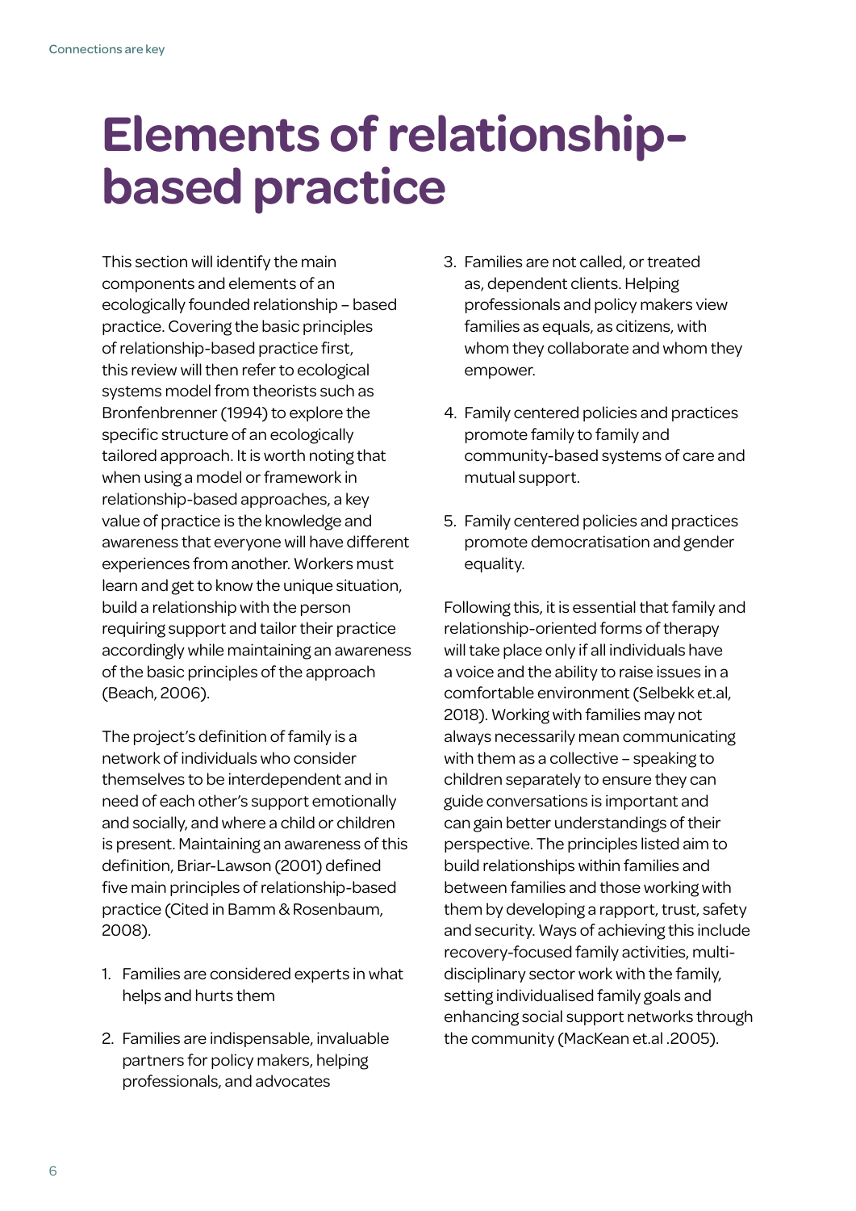# Elements of relationship-based practice

This section will identify the main components and elements of an ecologically founded relationship – based practice. Covering the basic principles of relationship-based practice first, this review will then refer to ecological systems model from theorists such as Bronfenbrenner (1994) to explore the specific structure of an ecologically tailored approach. It is worth noting that when using a model or framework in relationship-based approaches, a key value of practice is the knowledge and awareness that everyone will have different experiences from another. Workers must learn and get to know the unique situation, build a relationship with the person requiring support and tailor their practice accordingly while maintaining an awareness of the basic principles of the approach (Beach, 2006).

The project's definition of family is a network of individuals who consider themselves to be interdependent and in need of each other's support emotionally and socially, and where a child or children is present. Maintaining an awareness of this definition, Briar-Lawson (2001) defined five main principles of relationship-based practice (Cited in Bamm & Rosenbaum, 2008).

1. Families are considered experts in what helps and hurts them
2. Families are indispensable, invaluable partners for policy makers, helping professionals, and advocates
3. Families are not called, or treated as, dependent clients. Helping professionals and policy makers view families as equals, as citizens, with whom they collaborate and whom they empower.
4. Family centered policies and practices promote family to family and community-based systems of care and mutual support.
5. Family centered policies and practices promote democratisation and gender equality.

Following this, it is essential that family and relationship-oriented forms of therapy will take place only if all individuals have a voice and the ability to raise issues in a comfortable environment (Selbekk et.al, 2018). Working with families may not always necessarily mean communicating with them as a collective – speaking to children separately to ensure they can guide conversations is important and can gain better understandings of their perspective. The principles listed aim to build relationships within families and between families and those working with them by developing a rapport, trust, safety and security. Ways of achieving this include recovery-focused family activities, multi-disciplinary sector work with the family, setting individualised family goals and enhancing social support networks through the community (MacKean et.al .2005).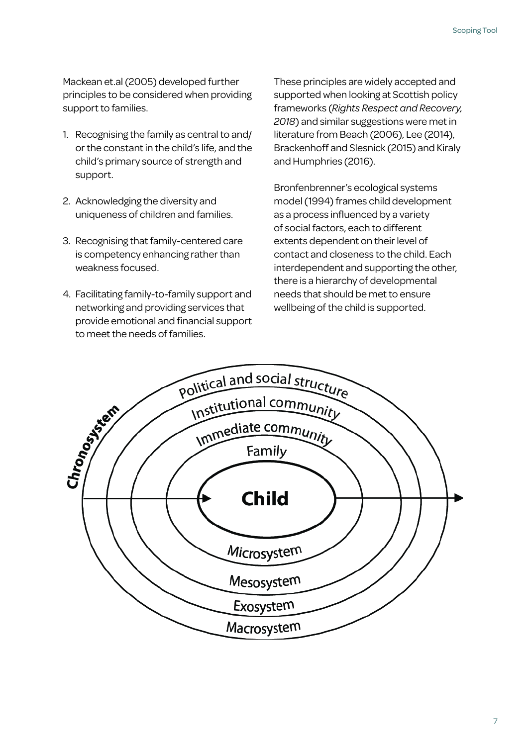Mackean et.al (2005) developed further principles to be considered when providing support to families.

1. Recognising the family as central to and/or the constant in the child's life, and the child's primary source of strength and support.

2. Acknowledging the diversity and uniqueness of children and families.

3. Recognising that family-centered care is competency enhancing rather than weakness focused.

4. Facilitating family-to-family support and networking and providing services that provide emotional and financial support to meet the needs of families.

These principles are widely accepted and supported when looking at Scottish policy frameworks (*Rights Respect and Recovery, 2018*) and similar suggestions were met in literature from Beach (2006), Lee (2014), Brackenhoff and Slesnick (2015) and Kiraly and Humphries (2016).

Bronfenbrenner's ecological systems model (1994) frames child development as a process influenced by a variety of social factors, each to different extents dependent on their level of contact and closeness to the child. Each interdependent and supporting the other, there is a hierarchy of developmental needs that should be met to ensure wellbeing of the child is supported.

Chronosystem

Political and social structure

Institutional community

Immediate community

Family

**Child**

Microsystem

Mesosystem

Exosystem

Macrosystem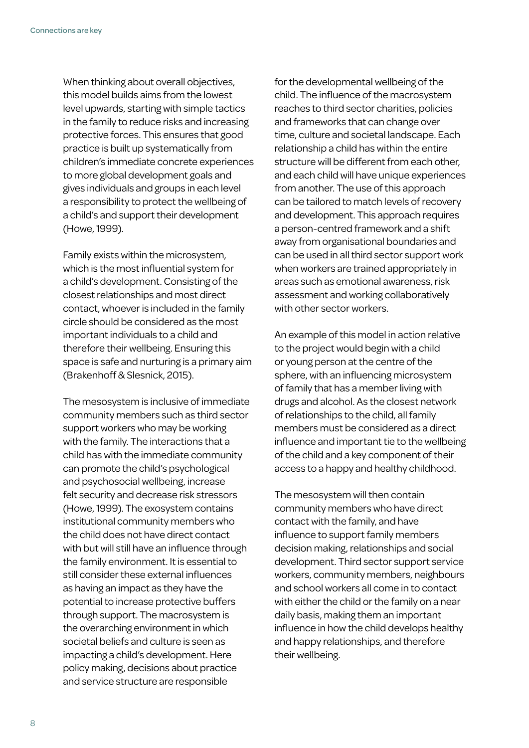When thinking about overall objectives, this model builds aims from the lowest level upwards, starting with simple tactics in the family to reduce risks and increasing protective forces. This ensures that good practice is built up systematically from children's immediate concrete experiences to more global development goals and gives individuals and groups in each level a responsibility to protect the wellbeing of a child's and support their development (Howe, 1999).

Family exists within the microsystem, which is the most influential system for a child's development. Consisting of the closest relationships and most direct contact, whoever is included in the family circle should be considered as the most important individuals to a child and therefore their wellbeing. Ensuring this space is safe and nurturing is a primary aim (Brakenhoff & Slesnick, 2015).

The mesosystem is inclusive of immediate community members such as third sector support workers who may be working with the family. The interactions that a child has with the immediate community can promote the child's psychological and psychosocial wellbeing, increase felt security and decrease risk stressors (Howe, 1999). The exosystem contains institutional community members who the child does not have direct contact with but will still have an influence through the family environment. It is essential to still consider these external influences as having an impact as they have the potential to increase protective buffers through support. The macrosystem is the overarching environment in which societal beliefs and culture is seen as impacting a child's development. Here policy making, decisions about practice and service structure are responsible for the developmental wellbeing of the child. The influence of the macrosystem reaches to third sector charities, policies and frameworks that can change over time, culture and societal landscape. Each relationship a child has within the entire structure will be different from each other, and each child will have unique experiences from another. The use of this approach can be tailored to match levels of recovery and development. This approach requires a person-centred framework and a shift away from organisational boundaries and can be used in all third sector support work when workers are trained appropriately in areas such as emotional awareness, risk assessment and working collaboratively with other sector workers.

An example of this model in action relative to the project would begin with a child or young person at the centre of the sphere, with an influencing microsystem of family that has a member living with drugs and alcohol. As the closest network of relationships to the child, all family members must be considered as a direct influence and important tie to the wellbeing of the child and a key component of their access to a happy and healthy childhood.

The mesosystem will then contain community members who have direct contact with the family, and have influence to support family members decision making, relationships and social development. Third sector support service workers, community members, neighbours and school workers all come in to contact with either the child or the family on a near daily basis, making them an important influence in how the child develops healthy and happy relationships, and therefore their wellbeing.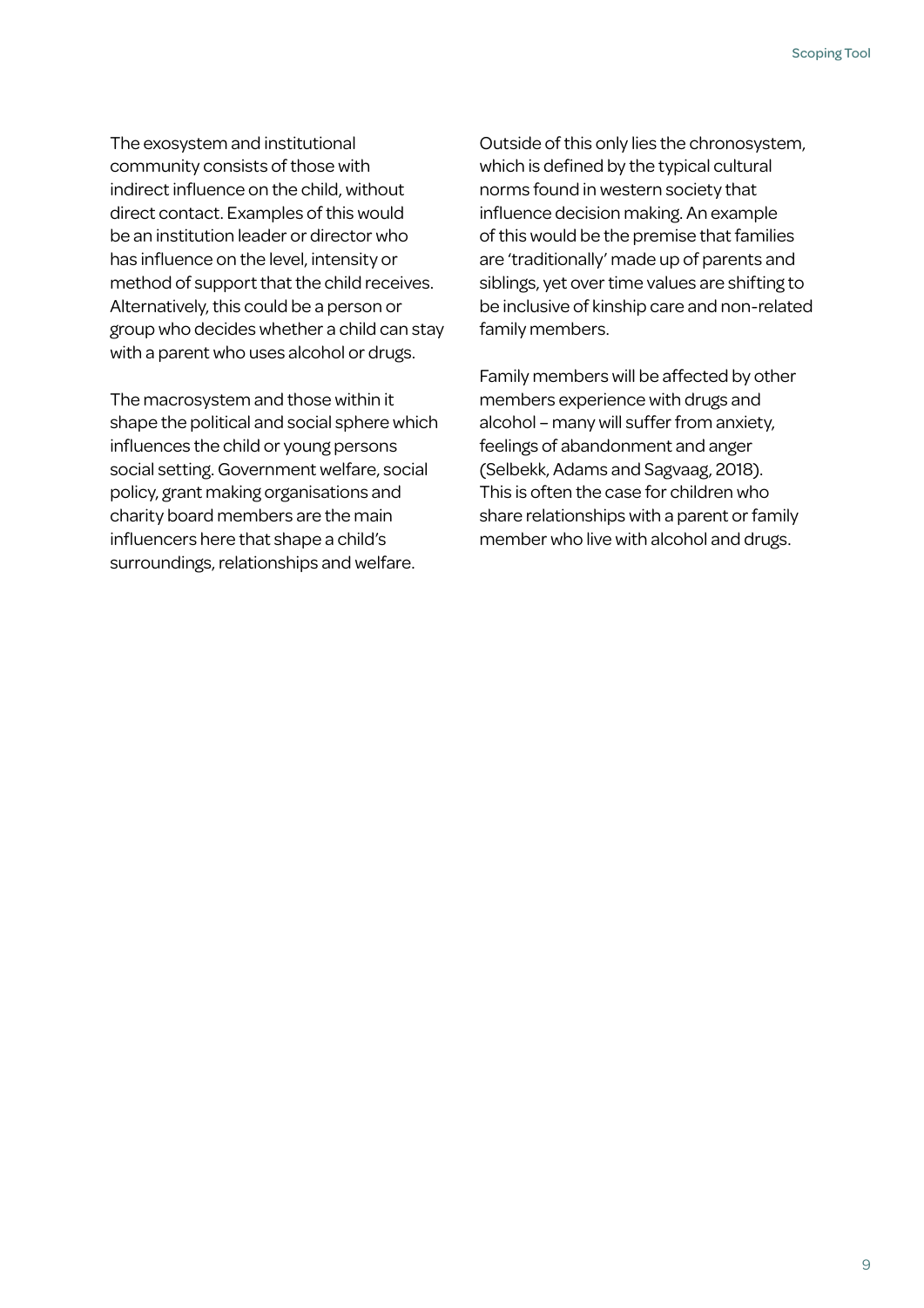The exosystem and institutional community consists of those with indirect influence on the child, without direct contact. Examples of this would be an institution leader or director who has influence on the level, intensity or method of support that the child receives. Alternatively, this could be a person or group who decides whether a child can stay with a parent who uses alcohol or drugs.

The macrosystem and those within it shape the political and social sphere which influences the child or young persons social setting. Government welfare, social policy, grant making organisations and charity board members are the main influencers here that shape a child's surroundings, relationships and welfare.

Outside of this only lies the chronosystem, which is defined by the typical cultural norms found in western society that influence decision making. An example of this would be the premise that families are 'traditionally' made up of parents and siblings, yet over time values are shifting to be inclusive of kinship care and non-related family members.

Family members will be affected by other members experience with drugs and alcohol – many will suffer from anxiety, feelings of abandonment and anger (Selbekk, Adams and Sagvaag, 2018). This is often the case for children who share relationships with a parent or family member who live with alcohol and drugs.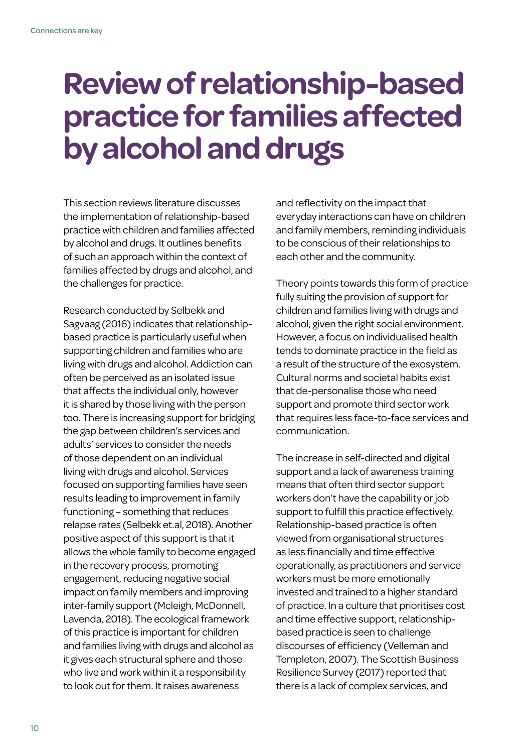# Review of relationship-based practice for families affected by alcohol and drugs

This section reviews literature discusses the implementation of relationship-based practice with children and families affected by alcohol and drugs. It outlines benefits of such an approach within the context of families affected by drugs and alcohol, and the challenges for practice.

Research conducted by Selbekk and Sagvaag (2016) indicates that relationship-based practice is particularly useful when supporting children and families who are living with drugs and alcohol. Addiction can often be perceived as an isolated issue that affects the individual only, however it is shared by those living with the person too. There is increasing support for bridging the gap between children's services and adults' services to consider the needs of those dependent on an individual living with drugs and alcohol. Services focused on supporting families have seen results leading to improvement in family functioning – something that reduces relapse rates (Selbekk et.al, 2018). Another positive aspect of this support is that it allows the whole family to become engaged in the recovery process, promoting engagement, reducing negative social impact on family members and improving inter-family support (Mcleigh, McDonnell, Lavenda, 2018). The ecological framework of this practice is important for children and families living with drugs and alcohol as it gives each structural sphere and those who live and work within it a responsibility to look out for them. It raises awareness and reflectivity on the impact that everyday interactions can have on children and family members, reminding individuals to be conscious of their relationships to each other and the community.

Theory points towards this form of practice fully suiting the provision of support for children and families living with drugs and alcohol, given the right social environment. However, a focus on individualised health tends to dominate practice in the field as a result of the structure of the exosystem. Cultural norms and societal habits exist that de-personalise those who need support and promote third sector work that requires less face-to-face services and communication.

The increase in self-directed and digital support and a lack of awareness training means that often third sector support workers don't have the capability or job support to fulfill this practice effectively. Relationship-based practice is often viewed from organisational structures as less financially and time effective operationally, as practitioners and service workers must be more emotionally invested and trained to a higher standard of practice. In a culture that prioritises cost and time effective support, relationship-based practice is seen to challenge discourses of efficiency (Velleman and Templeton, 2007). The Scottish Business Resilience Survey (2017) reported that there is a lack of complex services, and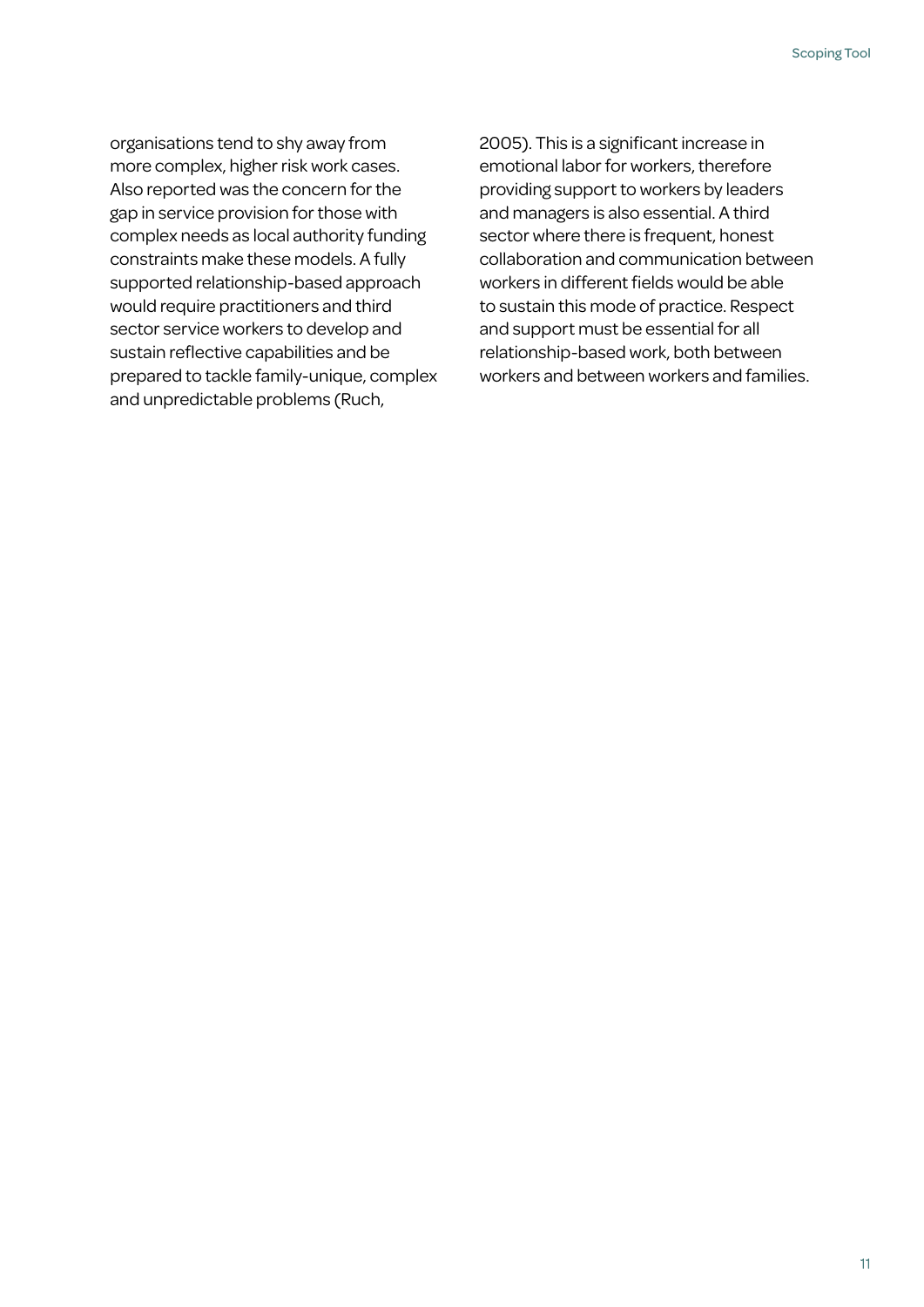organisations tend to shy away from more complex, higher risk work cases. Also reported was the concern for the gap in service provision for those with complex needs as local authority funding constraints make these models. A fully supported relationship-based approach would require practitioners and third sector service workers to develop and sustain reflective capabilities and be prepared to tackle family-unique, complex and unpredictable problems (Ruch, 2005). This is a significant increase in emotional labor for workers, therefore providing support to workers by leaders and managers is also essential. A third sector where there is frequent, honest collaboration and communication between workers in different fields would be able to sustain this mode of practice. Respect and support must be essential for all relationship-based work, both between workers and between workers and families.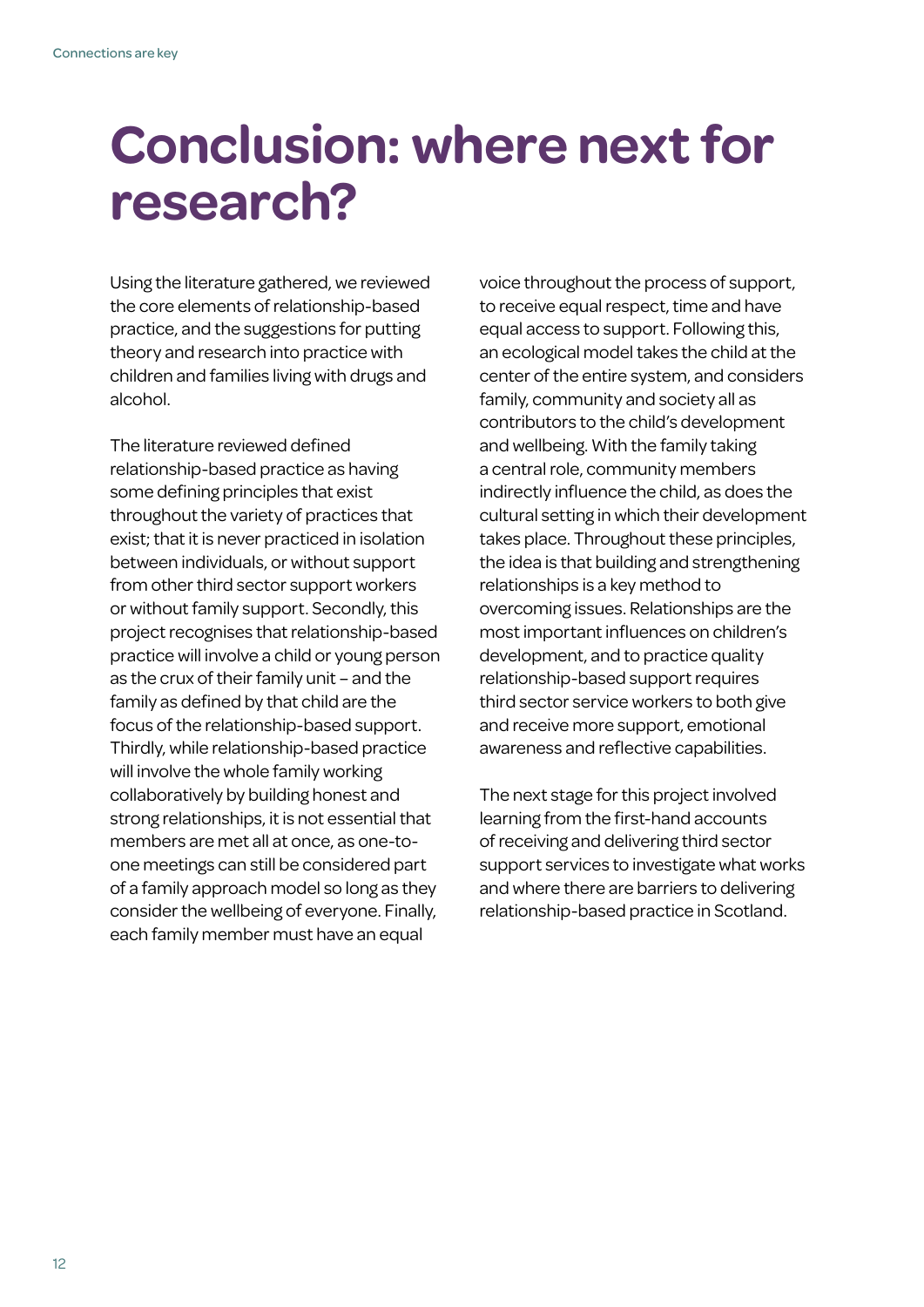# Conclusion: where next for research?

Using the literature gathered, we reviewed the core elements of relationship-based practice, and the suggestions for putting theory and research into practice with children and families living with drugs and alcohol.

The literature reviewed defined relationship-based practice as having some defining principles that exist throughout the variety of practices that exist; that it is never practiced in isolation between individuals, or without support from other third sector support workers or without family support. Secondly, this project recognises that relationship-based practice will involve a child or young person as the crux of their family unit – and the family as defined by that child are the focus of the relationship-based support. Thirdly, while relationship-based practice will involve the whole family working collaboratively by building honest and strong relationships, it is not essential that members are met all at once, as one-to-one meetings can still be considered part of a family approach model so long as they consider the wellbeing of everyone. Finally, each family member must have an equal voice throughout the process of support, to receive equal respect, time and have equal access to support. Following this, an ecological model takes the child at the center of the entire system, and considers family, community and society all as contributors to the child's development and wellbeing. With the family taking a central role, community members indirectly influence the child, as does the cultural setting in which their development takes place. Throughout these principles, the idea is that building and strengthening relationships is a key method to overcoming issues. Relationships are the most important influences on children's development, and to practice quality relationship-based support requires third sector service workers to both give and receive more support, emotional awareness and reflective capabilities.

The next stage for this project involved learning from the first-hand accounts of receiving and delivering third sector support services to investigate what works and where there are barriers to delivering relationship-based practice in Scotland.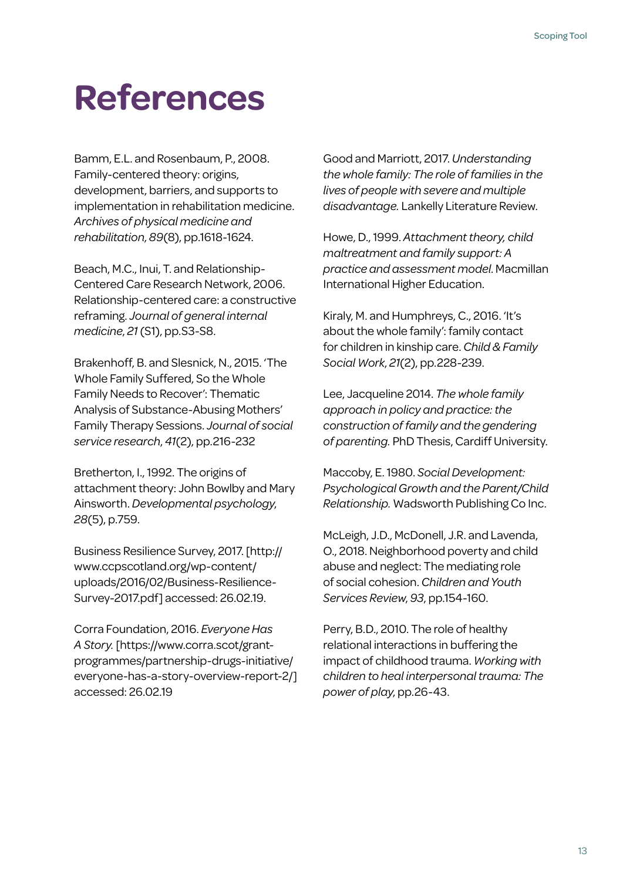# References

Bamm, E.L. and Rosenbaum, P., 2008. Family-centered theory: origins, development, barriers, and supports to implementation in rehabilitation medicine. *Archives of physical medicine and rehabilitation*, *89*(8), pp.1618-1624.

Beach, M.C., Inui, T. and Relationship-Centered Care Research Network, 2006. Relationship-centered care: a constructive reframing. *Journal of general internal medicine*, *21* (S1), pp.S3-S8.

Brakenhoff, B. and Slesnick, N., 2015. 'The Whole Family Suffered, So the Whole Family Needs to Recover': Thematic Analysis of Substance-Abusing Mothers' Family Therapy Sessions. *Journal of social service research*, *41*(2), pp.216-232

Bretherton, I., 1992. The origins of attachment theory: John Bowlby and Mary Ainsworth. *Developmental psychology*, *28*(5), p.759.

Business Resilience Survey, 2017. [http://www.ccpscotland.org/wp-content/uploads/2016/02/Business-Resilience-Survey-2017.pdf] accessed: 26.02.19.

Corra Foundation, 2016. *Everyone Has A Story.* [https://www.corra.scot/grant-programmes/partnership-drugs-initiative/everyone-has-a-story-overview-report-2/] accessed: 26.02.19

Good and Marriott, 2017. *Understanding the whole family: The role of families in the lives of people with severe and multiple disadvantage.* Lankelly Literature Review.

Howe, D., 1999. *Attachment theory, child maltreatment and family support: A practice and assessment model*. Macmillan International Higher Education.

Kiraly, M. and Humphreys, C., 2016. 'It's about the whole family': family contact for children in kinship care. *Child & Family Social Work*, *21*(2), pp.228-239.

Lee, Jacqueline 2014. *The whole family approach in policy and practice: the construction of family and the gendering of parenting.* PhD Thesis, Cardiff University.

Maccoby, E. 1980. *Social Development: Psychological Growth and the Parent/Child Relationship.* Wadsworth Publishing Co Inc.

McLeigh, J.D., McDonell, J.R. and Lavenda, O., 2018. Neighborhood poverty and child abuse and neglect: The mediating role of social cohesion. *Children and Youth Services Review*, *93*, pp.154-160.

Perry, B.D., 2010. The role of healthy relational interactions in buffering the impact of childhood trauma. *Working with children to heal interpersonal trauma: The power of play*, pp.26-43.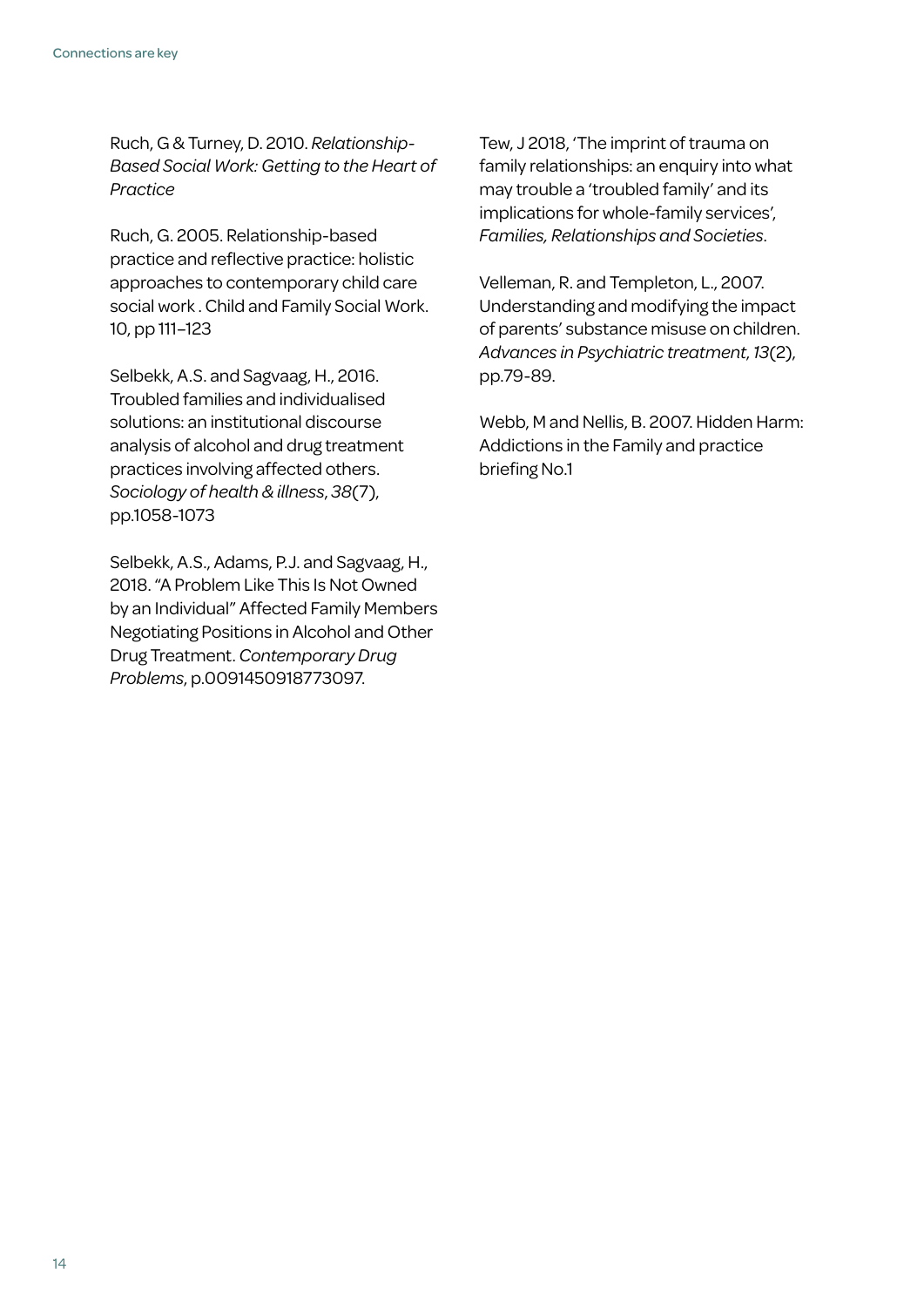Ruch, G & Turney, D. 2010. *Relationship-Based Social Work: Getting to the Heart of Practice*

Ruch, G. 2005. Relationship-based practice and reflective practice: holistic approaches to contemporary child care social work . Child and Family Social Work. 10, pp 111–123

Selbekk, A.S. and Sagvaag, H., 2016. Troubled families and individualised solutions: an institutional discourse analysis of alcohol and drug treatment practices involving affected others. *Sociology of health & illness*, *38*(7), pp.1058-1073

Selbekk, A.S., Adams, P.J. and Sagvaag, H., 2018. "A Problem Like This Is Not Owned by an Individual" Affected Family Members Negotiating Positions in Alcohol and Other Drug Treatment. *Contemporary Drug Problems*, p.0091450918773097.

Tew, J 2018, 'The imprint of trauma on family relationships: an enquiry into what may trouble a 'troubled family' and its implications for whole-family services', *Families, Relationships and Societies*.

Velleman, R. and Templeton, L., 2007. Understanding and modifying the impact of parents' substance misuse on children. *Advances in Psychiatric treatment*, *13*(2), pp.79-89.

Webb, M and Nellis, B. 2007. Hidden Harm: Addictions in the Family and practice briefing No.1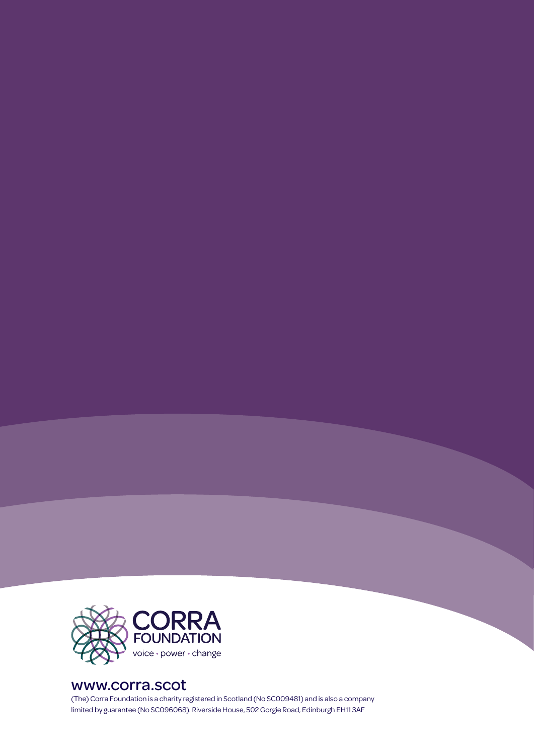CORRA
FOUNDATION
voice • power • change

www.corra.scot

(The) Corra Foundation is a charity registered in Scotland (No SC009481) and is also a company limited by guarantee (No SC096068). Riverside House, 502 Gorgie Road, Edinburgh EH11 3AF